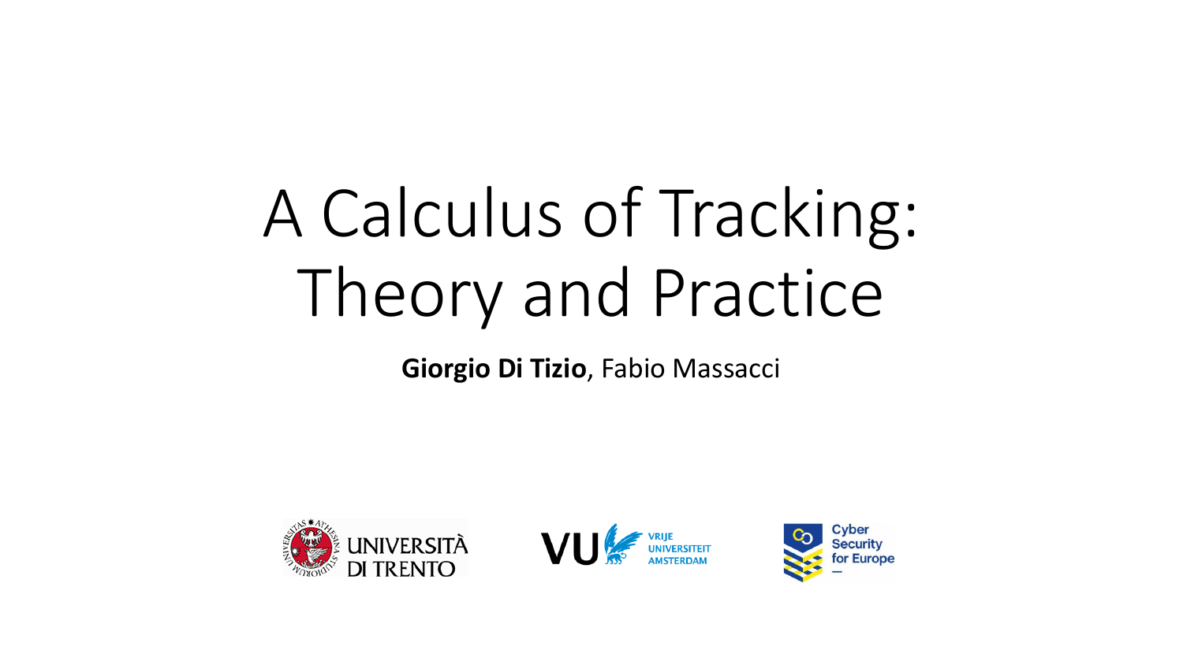# A Calculus of Tracking: Theory and Practice

**Giorgio Di Tizio**, Fabio Massacci

UNIVERSITÀ DI TRENTO

VU VRIJE UNIVERSITEIT AMSTERDAM

Cyber Security for Europe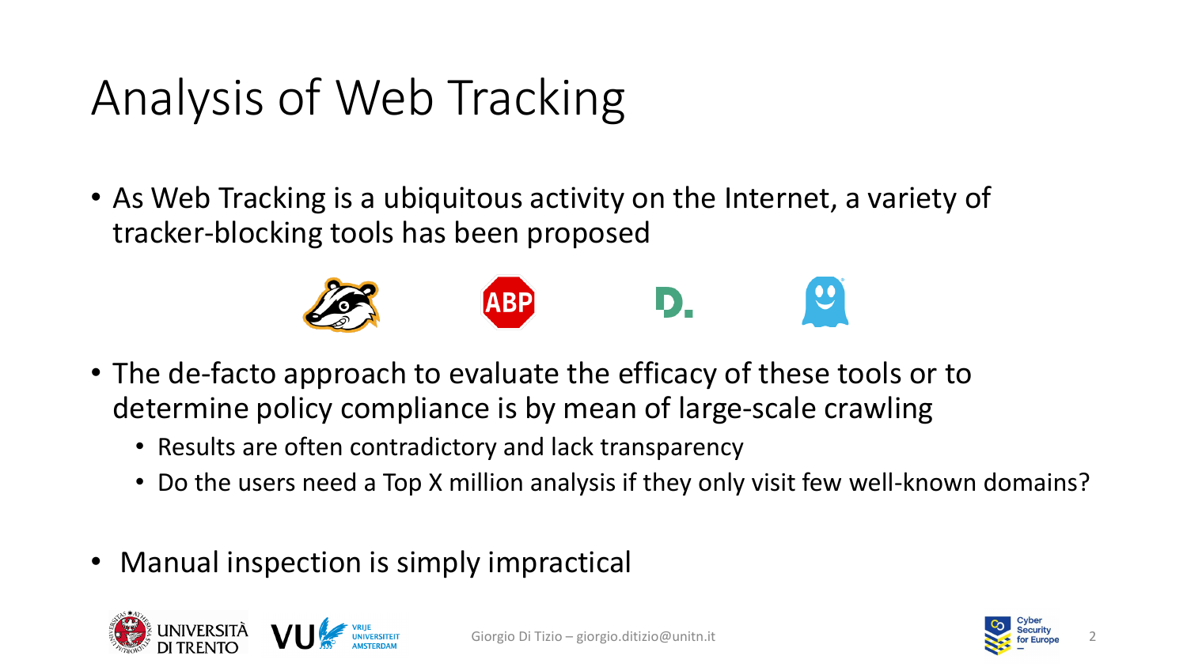# Analysis of Web Tracking

- As Web Tracking is a ubiquitous activity on the Internet, a variety of tracker-blocking tools has been proposed
- The de-facto approach to evaluate the efficacy of these tools or to determine policy compliance is by mean of large-scale crawling
  - Results are often contradictory and lack transparency
  - Do the users need a Top X million analysis if they only visit few well-known domains?
- Manual inspection is simply impractical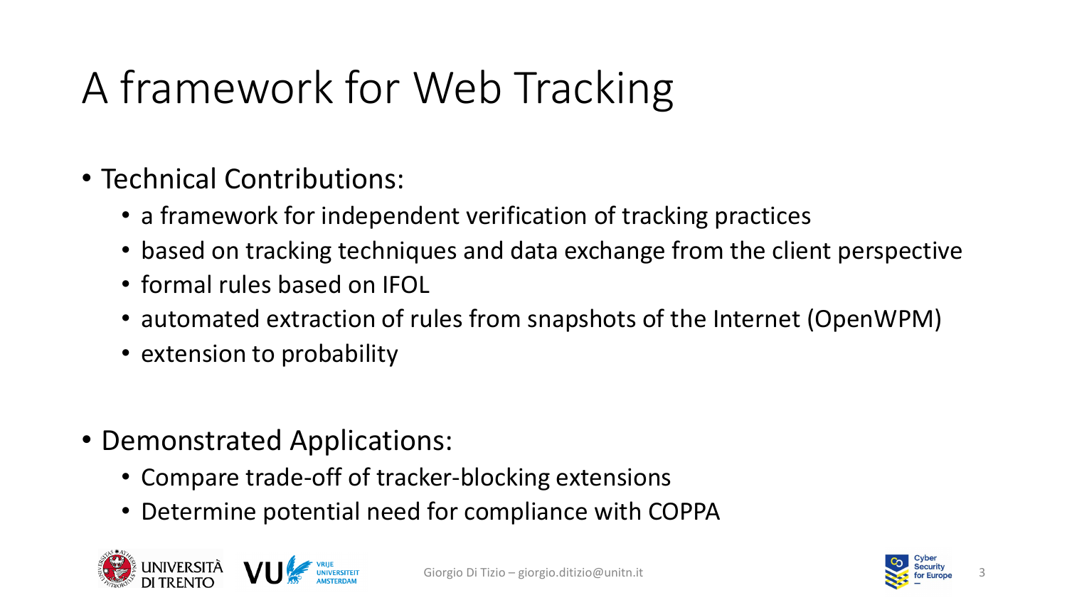# A framework for Web Tracking

- Technical Contributions:
  - a framework for independent verification of tracking practices
  - based on tracking techniques and data exchange from the client perspective
  - formal rules based on IFOL
  - automated extraction of rules from snapshots of the Internet (OpenWPM)
  - extension to probability

- Demonstrated Applications:
  - Compare trade-off of tracker-blocking extensions
  - Determine potential need for compliance with COPPA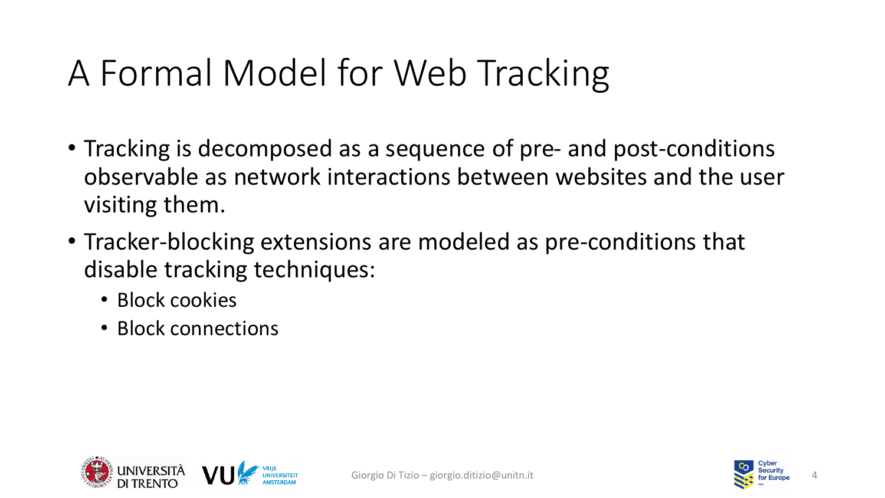# A Formal Model for Web Tracking

- Tracking is decomposed as a sequence of pre- and post-conditions observable as network interactions between websites and the user visiting them.
- Tracker-blocking extensions are modeled as pre-conditions that disable tracking techniques:
  - Block cookies
  - Block connections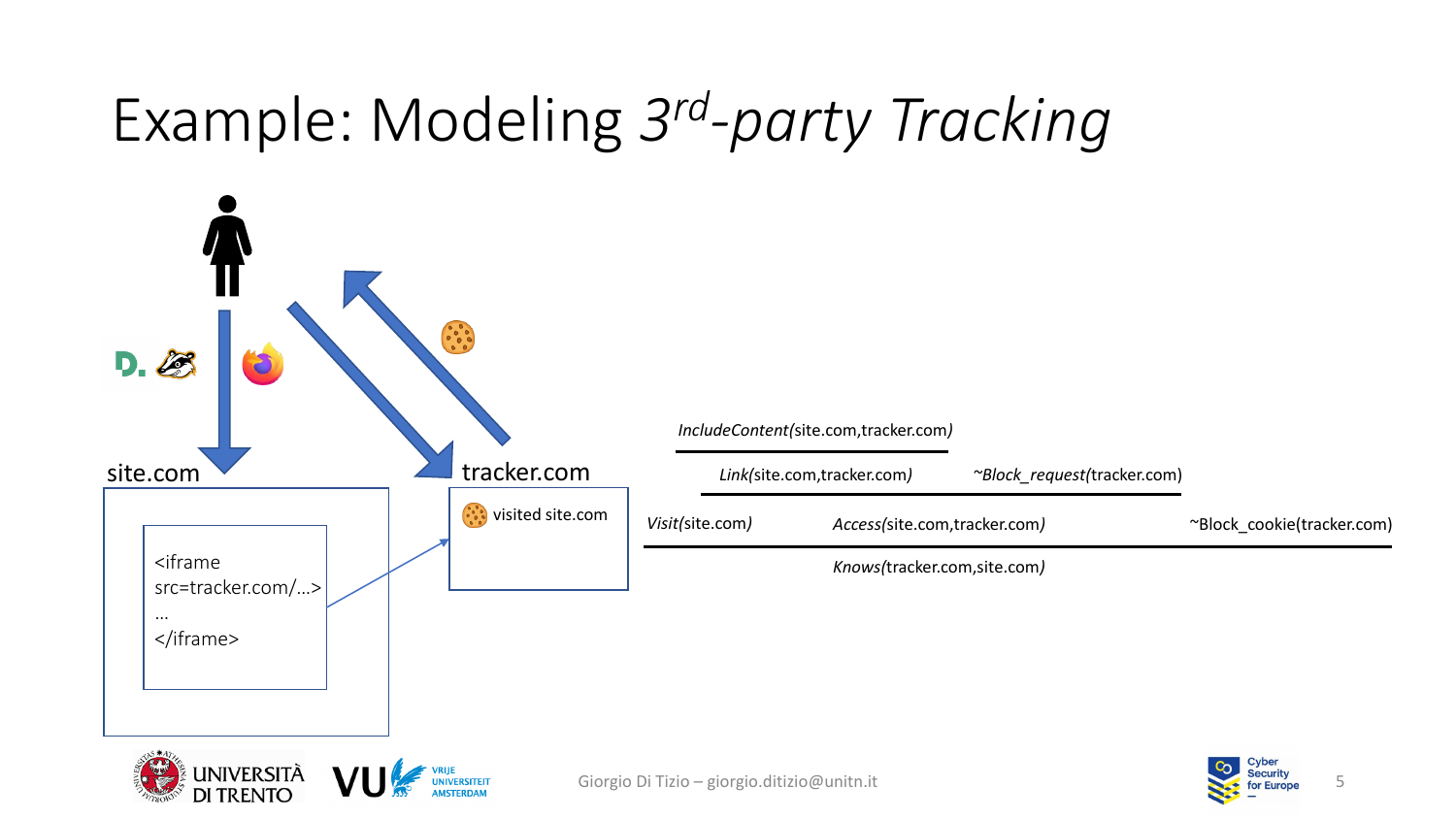# Example: Modeling $3^{rd}$-*party Tracking*

site.com

```
<iframe
src=tracker.com/…>
…
</iframe>
```

tracker.com

visited site.com

$$\frac{\dfrac{\textit{IncludeContent}(\text{site.com},\text{tracker.com})}{\textit{Link}(\text{site.com},\text{tracker.com})} \quad \textit{\textasciitilde Block\_request}(\text{tracker.com})}{}$$

*IncludeContent*(site.com,tracker.com)

---

*Link*(site.com,tracker.com) ~*Block_request*(tracker.com)

---

*Visit*(site.com) *Access*(site.com,tracker.com) ~Block_cookie(tracker.com)

---

*Knows*(tracker.com,site.com)

Giorgio Di Tizio – giorgio.ditizio@unitn.it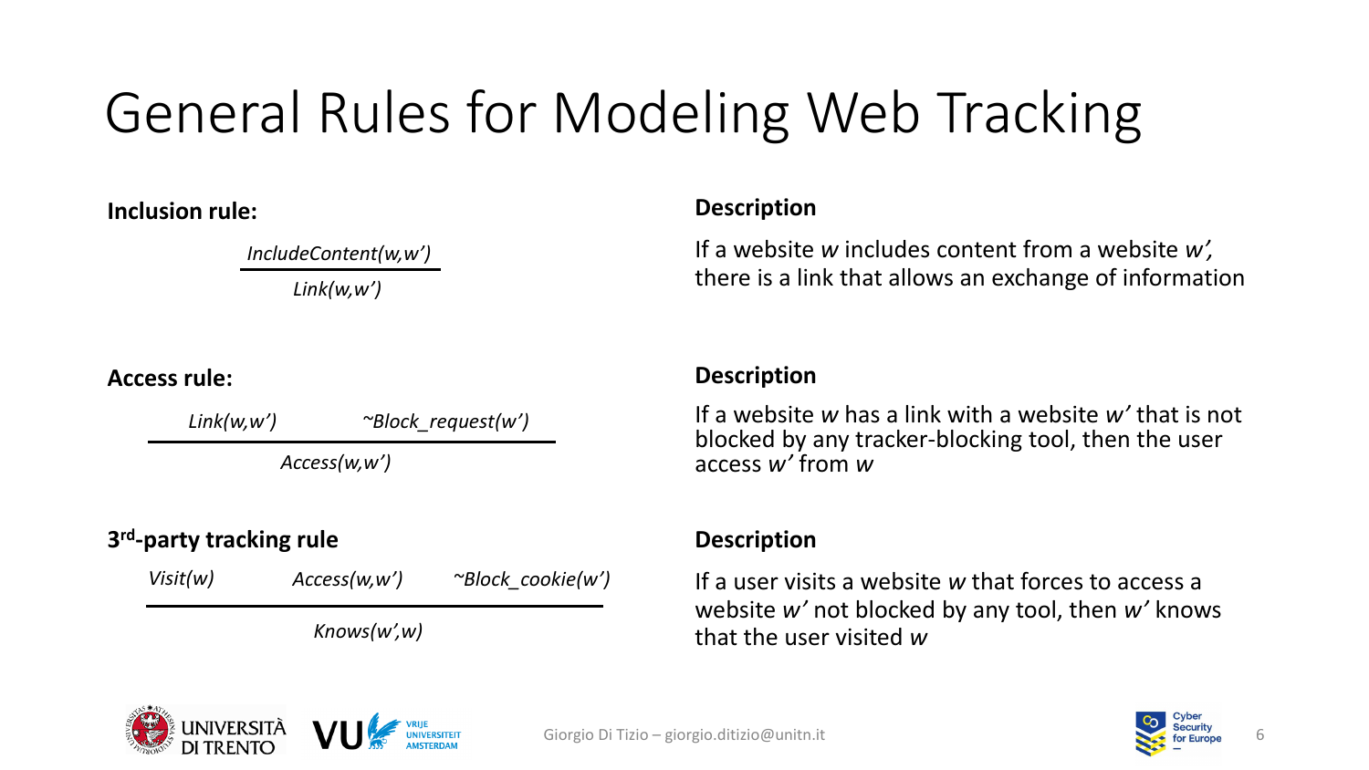# General Rules for Modeling Web Tracking

**Inclusion rule:**

$$\frac{IncludeContent(w,w')}{Link(w,w')}$$

**Description**

If a website *w* includes content from a website *w'*, there is a link that allows an exchange of information

**Access rule:**

$$\frac{Link(w,w') \qquad \sim Block\_request(w')}{Access(w,w')}$$

**Description**

If a website *w* has a link with a website *w'* that is not blocked by any tracker-blocking tool, then the user access *w'* from *w*

**3rd-party tracking rule**

$$\frac{Visit(w) \qquad Access(w,w') \qquad \sim Block\_cookie(w')}{Knows(w',w)}$$

**Description**

If a user visits a website *w* that forces to access a website *w'* not blocked by any tool, then *w'* knows that the user visited *w*

Giorgio Di Tizio – giorgio.ditizio@unitn.it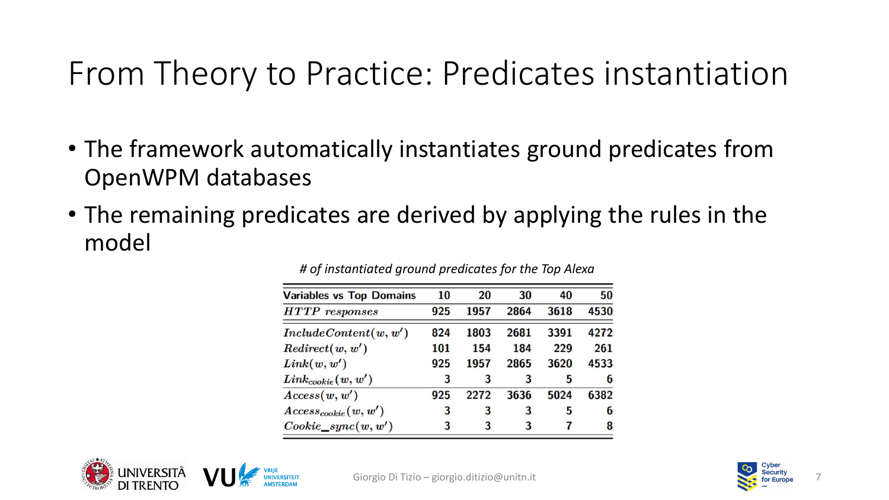# From Theory to Practice: Predicates instantiation

- The framework automatically instantiates ground predicates from OpenWPM databases
- The remaining predicates are derived by applying the rules in the model

*# of instantiated ground predicates for the Top Alexa*

| Variables vs Top Domains | 10 | 20 | 30 | 40 | 50 |
|---|---|---|---|---|---|
| *HTTP responses* | 925 | 1957 | 2864 | 3618 | 4530 |
| $IncludeContent(w, w')$ | 824 | 1803 | 2681 | 3391 | 4272 |
| $Redirect(w, w')$ | 101 | 154 | 184 | 229 | 261 |
| $Link(w, w')$ | 925 | 1957 | 2865 | 3620 | 4533 |
| $Link_{cookie}(w, w')$ | 3 | 3 | 3 | 5 | 6 |
| $Access(w, w')$ | 925 | 2272 | 3636 | 5024 | 6382 |
| $Access_{cookie}(w, w')$ | 3 | 3 | 3 | 5 | 6 |
| $Cookie\_sync(w, w')$ | 3 | 3 | 3 | 7 | 8 |

Giorgio Di Tizio – giorgio.ditizio@unitn.it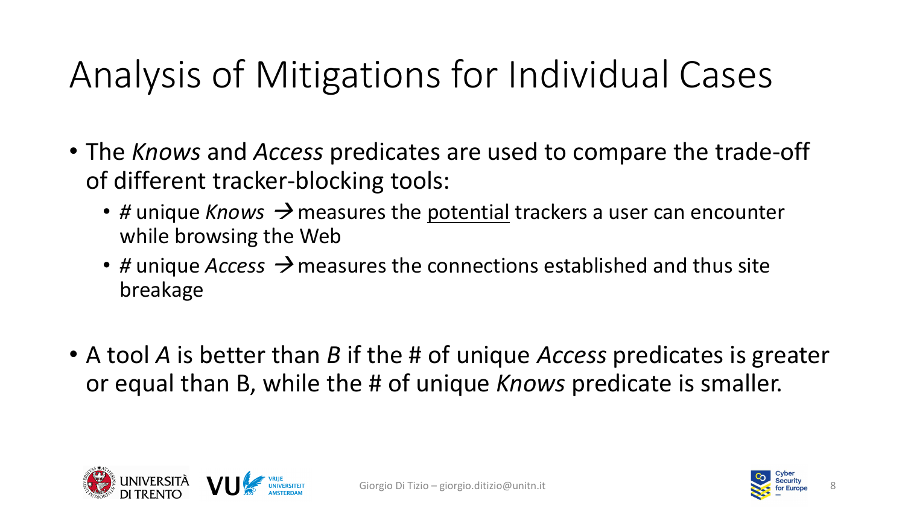# Analysis of Mitigations for Individual Cases

- The *Knows* and *Access* predicates are used to compare the trade-off of different tracker-blocking tools:
  - # unique *Knows* → measures the <u>potential</u> trackers a user can encounter while browsing the Web
  - # unique *Access* → measures the connections established and thus site breakage

- A tool *A* is better than *B* if the # of unique *Access* predicates is greater or equal than B, while the # of unique *Knows* predicate is smaller.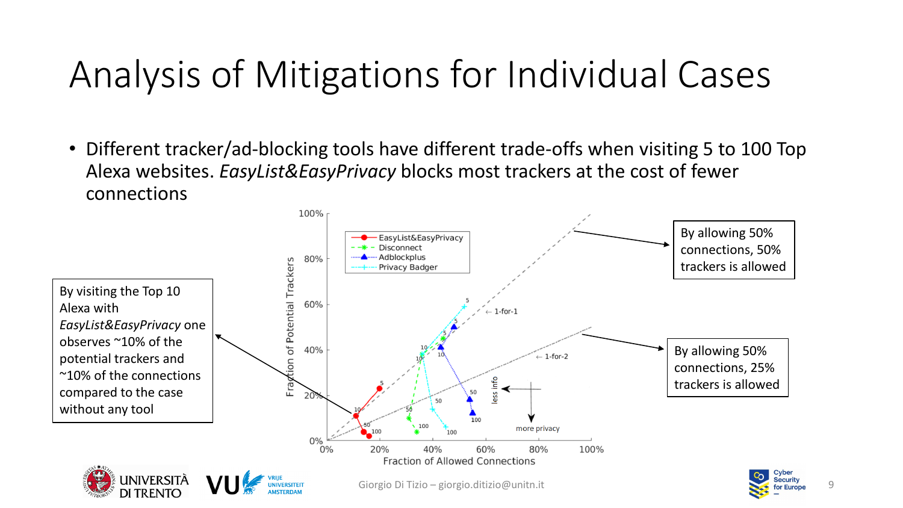# Analysis of Mitigations for Individual Cases

- Different tracker/ad-blocking tools have different trade-offs when visiting 5 to 100 Top Alexa websites. *EasyList&EasyPrivacy* blocks most trackers at the cost of fewer connections

By visiting the Top 10 Alexa with *EasyList&EasyPrivacy* one observes ~10% of the potential trackers and ~10% of the connections compared to the case without any tool

By allowing 50% connections, 50% trackers is allowed

By allowing 50% connections, 25% trackers is allowed

Giorgio Di Tizio – giorgio.ditizio@unitn.it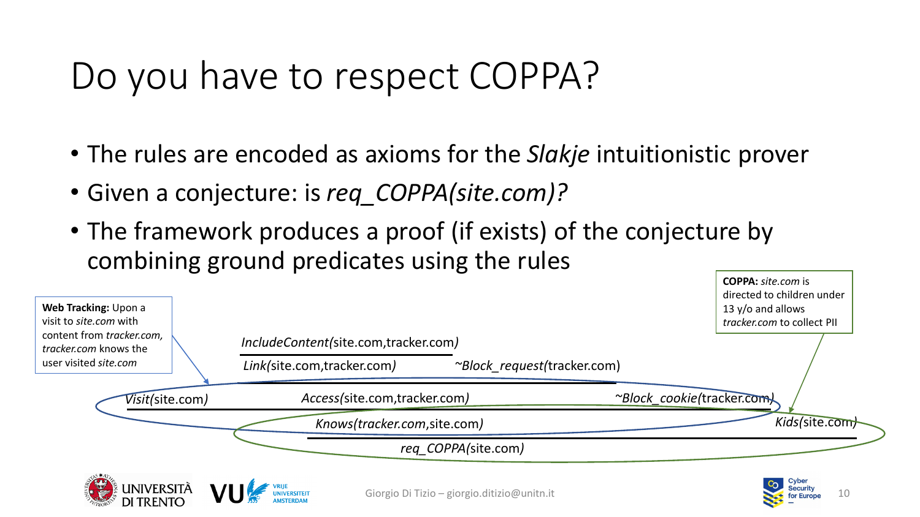# Do you have to respect COPPA?

- The rules are encoded as axioms for the *Slakje* intuitionistic prover
- Given a conjecture: is *req_COPPA(site.com)?*
- The framework produces a proof (if exists) of the conjecture by combining ground predicates using the rules

**Web Tracking:** Upon a visit to *site.com* with content from *tracker.com, tracker.com* knows the user visited *site.com*

**COPPA:** *site.com* is directed to children under 13 y/o and allows *tracker.com* to collect PII

*IncludeContent(*site.com,tracker.com*)*

*Link(*site.com,tracker.com*)* *~Block_request(*tracker.com)

*Visit(*site.com*)* *Access(*site.com,tracker.com*)* *~Block_cookie(*tracker.com*)*

*Knows(tracker.com,*site.com*)* *Kids(*site.com*)*

*req_COPPA(*site.com*)*

Giorgio Di Tizio – giorgio.ditizio@unitn.it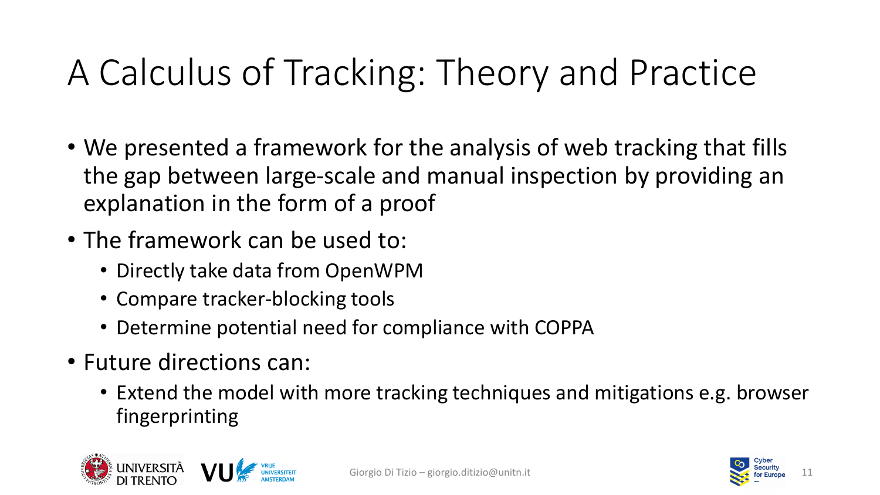# A Calculus of Tracking: Theory and Practice

- We presented a framework for the analysis of web tracking that fills the gap between large-scale and manual inspection by providing an explanation in the form of a proof
- The framework can be used to:
  - Directly take data from OpenWPM
  - Compare tracker-blocking tools
  - Determine potential need for compliance with COPPA
- Future directions can:
  - Extend the model with more tracking techniques and mitigations e.g. browser fingerprinting